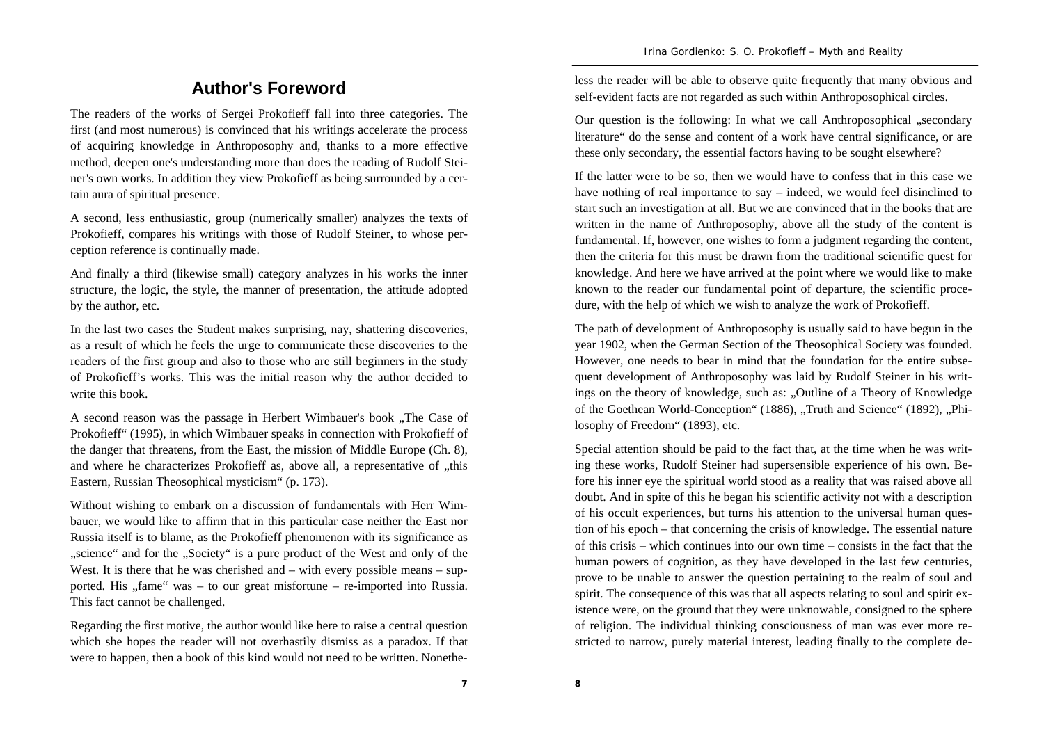# Author's Foreword

The readers of the works of Sergei Prokofieff fall into three categories. The first (and most numerous) is convinced that his writings accelerate the process of acquiring knowledge in Anthroposophy and, thanks to a more effective method, deepen one's understanding more than does the reading of Rudolf Steiner's own works. In addition they view Prokofieff as being surrounded by a certain aura of spiritual presence.

A second, less enthusiastic, group (numerically smaller) analyzes the texts of Prokofieff, compares his writings with those of Rudolf Steiner, to whose perception reference is continually made.

And finally a third (likewise small) category analyzes in his works the inner structure, the logic, the style, the manner of presentation, the attitude adopted by the author, etc.

In the last two cases the Student makes surprising, nay, shattering discoveries, as a result of which he feels the urge to communicate these discoveries to the readers of the first group and also to those who are still beginners in the study of Prokofieff's works. This was the initial reason why the author decided to write this book.

A second reason was the passage in Herbert Wimbauer's book „The Case of Prokofieff" (1995), in which Wimbauer speaks in connection with Prokofieff of the danger that threatens, from the East, the mission of Middle Europe (Ch. 8), and where he characterizes Prokofieff as, above all, a representative of „this Eastern, Russian Theosophical mysticism" (p. 173).

Without wishing to embark on a discussion of fundamentals with Herr Wimbauer, we would like to affirm that in this particular case neither the East nor Russia itself is to blame, as the Prokofieff phenomenon with its significance as „science" and for the „Society" is a pure product of the West and only of the West. It is there that he was cherished and – with every possible means – supported. His „fame" was – to our great misfortune – re-imported into Russia. This fact cannot be challenged.

Regarding the first motive, the author would like here to raise a central question which she hopes the reader will not overhastily dismiss as a paradox. If that were to happen, then a book of this kind would not need to be written. Nonetheless the reader will be able to observe quite frequently that many obvious and self-evident facts are not regarded as such within Anthroposophical circles.

Our question is the following: In what we call Anthroposophical „secondary literature" do the sense and content of a work have central significance, or are these only secondary, the essential factors having to be sought elsewhere?

If the latter were to be so, then we would have to confess that in this case we have nothing of real importance to say – indeed, we would feel disinclined to start such an investigation at all. But we are convinced that in the books that are written in the name of Anthroposophy, above all the study of the content is fundamental. If, however, one wishes to form a judgment regarding the content, then the criteria for this must be drawn from the traditional scientific quest for knowledge. And here we have arrived at the point where we would like to make known to the reader our fundamental point of departure, the scientific procedure, with the help of which we wish to analyze the work of Prokofieff.

The path of development of Anthroposophy is usually said to have begun in the year 1902, when the German Section of the Theosophical Society was founded. However, one needs to bear in mind that the foundation for the entire subsequent development of Anthroposophy was laid by Rudolf Steiner in his writings on the theory of knowledge, such as: „Outline of a Theory of Knowledge of the Goethean World-Conception" (1886), „Truth and Science" (1892), „Philosophy of Freedom" (1893), etc.

Special attention should be paid to the fact that, at the time when he was writing these works, Rudolf Steiner had supersensible experience of his own. Before his inner eye the spiritual world stood as a reality that was raised above all doubt. And in spite of this he began his scientific activity not with a description of his occult experiences, but turns his attention to the universal human question of his epoch – that concerning the crisis of knowledge. The essential nature of this crisis – which continues into our own time – consists in the fact that the human powers of cognition, as they have developed in the last few centuries, prove to be unable to answer the question pertaining to the realm of soul and spirit. The consequence of this was that all aspects relating to soul and spirit existence were, on the ground that they were unknowable, consigned to the sphere of religion. The individual thinking consciousness of man was ever more restricted to narrow, purely material interest, leading finally to the complete de-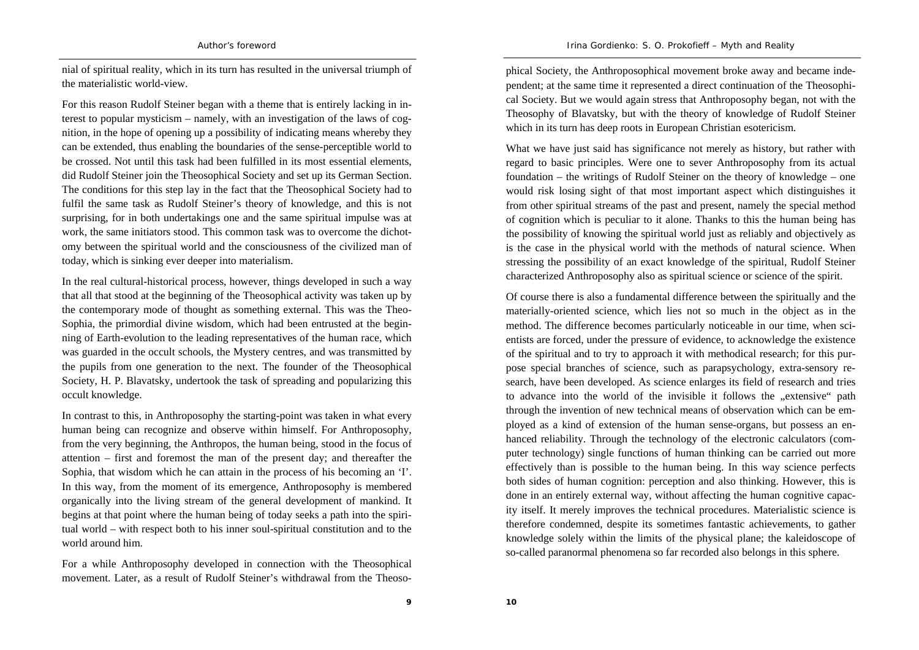nial of spiritual reality, which in its turn has resulted in the universal triumph of the materialistic world-view.

For this reason Rudolf Steiner began with a theme that is entirely lacking in interest to popular mysticism – namely, with an investigation of the laws of cognition, in the hope of opening up a possibility of indicating means whereby they can be extended, thus enabling the boundaries of the sense-perceptible world to be crossed. Not until this task had been fulfilled in its most essential elements, did Rudolf Steiner join the Theosophical Society and set up its German Section. The conditions for this step lay in the fact that the Theosophical Society had to fulfil the same task as Rudolf Steiner's theory of knowledge, and this is not surprising, for in both undertakings one and the same spiritual impulse was at work, the same initiators stood. This common task was to overcome the dichotomy between the spiritual world and the consciousness of the civilized man of today, which is sinking ever deeper into materialism.

In the real cultural-historical process, however, things developed in such a way that all that stood at the beginning of the Theosophical activity was taken up by the contemporary mode of thought as something external. This was the Theo-Sophia, the primordial divine wisdom, which had been entrusted at the beginning of Earth-evolution to the leading representatives of the human race, which was guarded in the occult schools, the Mystery centres, and was transmitted by the pupils from one generation to the next. The founder of the Theosophical Society, H. P. Blavatsky, undertook the task of spreading and popularizing this occult knowledge.

In contrast to this, in Anthroposophy the starting-point was taken in what every human being can recognize and observe within himself. For Anthroposophy, from the very beginning, the Anthropos, the human being, stood in the focus of attention – first and foremost the man of the present day; and thereafter the Sophia, that wisdom which he can attain in the process of his becoming an 'I'. In this way, from the moment of its emergence, Anthroposophy is membered organically into the living stream of the general development of mankind. It begins at that point where the human being of today seeks a path into the spiritual world – with respect both to his inner soul-spiritual constitution and to the world around him.

For a while Anthroposophy developed in connection with the Theosophical movement. Later, as a result of Rudolf Steiner's withdrawal from the Theosophical Society, the Anthroposophical movement broke away and became independent; at the same time it represented a direct continuation of the Theosophical Society. But we would again stress that Anthroposophy began, not with the Theosophy of Blavatsky, but with the theory of knowledge of Rudolf Steiner which in its turn has deep roots in European Christian esotericism.

What we have just said has significance not merely as history, but rather with regard to basic principles. Were one to sever Anthroposophy from its actual foundation – the writings of Rudolf Steiner on the theory of knowledge – one would risk losing sight of that most important aspect which distinguishes it from other spiritual streams of the past and present, namely the special method of cognition which is peculiar to it alone. Thanks to this the human being has the possibility of knowing the spiritual world just as reliably and objectively as is the case in the physical world with the methods of natural science. When stressing the possibility of an exact knowledge of the spiritual, Rudolf Steiner characterized Anthroposophy also as spiritual science or science of the spirit.

Of course there is also a fundamental difference between the spiritually and the materially-oriented science, which lies not so much in the object as in the method. The difference becomes particularly noticeable in our time, when scientists are forced, under the pressure of evidence, to acknowledge the existence of the spiritual and to try to approach it with methodical research; for this purpose special branches of science, such as parapsychology, extra-sensory research, have been developed. As science enlarges its field of research and tries to advance into the world of the invisible it follows the „extensive" path through the invention of new technical means of observation which can be employed as a kind of extension of the human sense-organs, but possess an enhanced reliability. Through the technology of the electronic calculators (computer technology) single functions of human thinking can be carried out more effectively than is possible to the human being. In this way science perfects both sides of human cognition: perception and also thinking. However, this is done in an entirely external way, without affecting the human cognitive capacity itself. It merely improves the technical procedures. Materialistic science is therefore condemned, despite its sometimes fantastic achievements, to gather knowledge solely within the limits of the physical plane; the kaleidoscope of so-called paranormal phenomena so far recorded also belongs in this sphere.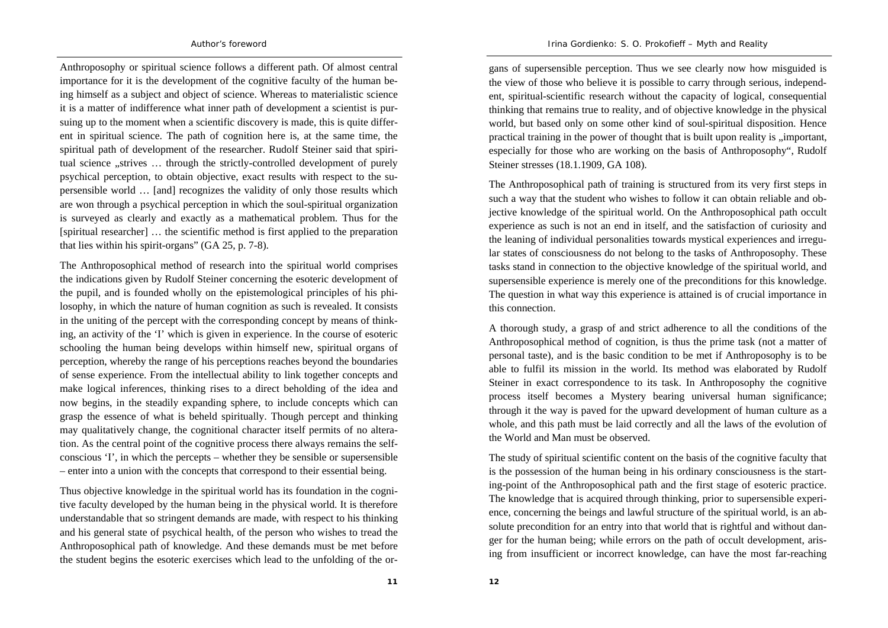Anthroposophy or spiritual science follows a different path. Of almost central importance for it is the development of the cognitive faculty of the human being himself as a subject and object of science. Whereas to materialistic science it is a matter of indifference what inner path of development a scientist is pursuing up to the moment when a scientific discovery is made, this is quite different in spiritual science. The path of cognition here is, at the same time, the spiritual path of development of the researcher. Rudolf Steiner said that spiritual science „strives … through the strictly-controlled development of purely psychical perception, to obtain objective, exact results with respect to the supersensible world … [and] recognizes the validity of only those results which are won through a psychical perception in which the soul-spiritual organization is surveyed as clearly and exactly as a mathematical problem. Thus for the [spiritual researcher] … the scientific method is first applied to the preparation that lies within his spirit-organs" (GA 25, p. 7-8).

The Anthroposophical method of research into the spiritual world comprises the indications given by Rudolf Steiner concerning the esoteric development of the pupil, and is founded wholly on the epistemological principles of his philosophy, in which the nature of human cognition as such is revealed. It consists in the uniting of the percept with the corresponding concept by means of thinking, an activity of the 'I' which is given in experience. In the course of esoteric schooling the human being develops within himself new, spiritual organs of perception, whereby the range of his perceptions reaches beyond the boundaries of sense experience. From the intellectual ability to link together concepts and make logical inferences, thinking rises to a direct beholding of the idea and now begins, in the steadily expanding sphere, to include concepts which can grasp the essence of what is beheld spiritually. Though percept and thinking may qualitatively change, the cognitional character itself permits of no alteration. As the central point of the cognitive process there always remains the self-conscious 'I', in which the percepts – whether they be sensible or supersensible – enter into a union with the concepts that correspond to their essential being.

Thus objective knowledge in the spiritual world has its foundation in the cognitive faculty developed by the human being in the physical world. It is therefore understandable that so stringent demands are made, with respect to his thinking and his general state of psychical health, of the person who wishes to tread the Anthroposophical path of knowledge. And these demands must be met before the student begins the esoteric exercises which lead to the unfolding of the organs of supersensible perception. Thus we see clearly now how misguided is the view of those who believe it is possible to carry through serious, independent, spiritual-scientific research without the capacity of logical, consequential thinking that remains true to reality, and of objective knowledge in the physical world, but based only on some other kind of soul-spiritual disposition. Hence practical training in the power of thought that is built upon reality is „important, especially for those who are working on the basis of Anthroposophy", Rudolf Steiner stresses (18.1.1909, GA 108).

The Anthroposophical path of training is structured from its very first steps in such a way that the student who wishes to follow it can obtain reliable and objective knowledge of the spiritual world. On the Anthroposophical path occult experience as such is not an end in itself, and the satisfaction of curiosity and the leaning of individual personalities towards mystical experiences and irregular states of consciousness do not belong to the tasks of Anthroposophy. These tasks stand in connection to the objective knowledge of the spiritual world, and supersensible experience is merely one of the preconditions for this knowledge. The question in what way this experience is attained is of crucial importance in this connection.

A thorough study, a grasp of and strict adherence to all the conditions of the Anthroposophical method of cognition, is thus the prime task (not a matter of personal taste), and is the basic condition to be met if Anthroposophy is to be able to fulfil its mission in the world. Its method was elaborated by Rudolf Steiner in exact correspondence to its task. In Anthroposophy the cognitive process itself becomes a Mystery bearing universal human significance; through it the way is paved for the upward development of human culture as a whole, and this path must be laid correctly and all the laws of the evolution of the World and Man must be observed.

The study of spiritual scientific content on the basis of the cognitive faculty that is the possession of the human being in his ordinary consciousness is the starting-point of the Anthroposophical path and the first stage of esoteric practice. The knowledge that is acquired through thinking, prior to supersensible experience, concerning the beings and lawful structure of the spiritual world, is an absolute precondition for an entry into that world that is rightful and without danger for the human being; while errors on the path of occult development, arising from insufficient or incorrect knowledge, can have the most far-reaching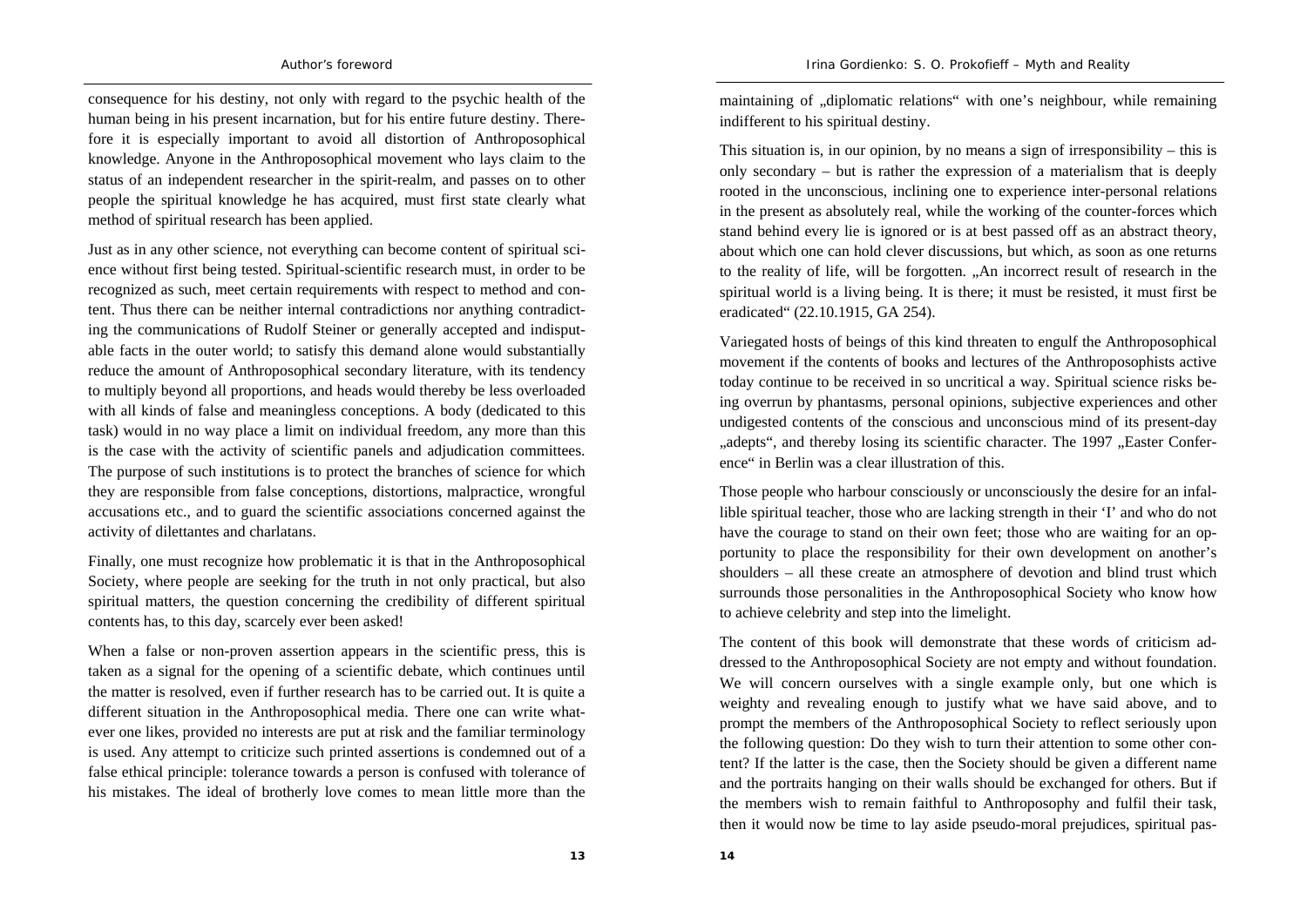consequence for his destiny, not only with regard to the psychic health of the human being in his present incarnation, but for his entire future destiny. Therefore it is especially important to avoid all distortion of Anthroposophical knowledge. Anyone in the Anthroposophical movement who lays claim to the status of an independent researcher in the spirit-realm, and passes on to other people the spiritual knowledge he has acquired, must first state clearly what method of spiritual research has been applied.

Just as in any other science, not everything can become content of spiritual science without first being tested. Spiritual-scientific research must, in order to be recognized as such, meet certain requirements with respect to method and content. Thus there can be neither internal contradictions nor anything contradicting the communications of Rudolf Steiner or generally accepted and indisputable facts in the outer world; to satisfy this demand alone would substantially reduce the amount of Anthroposophical secondary literature, with its tendency to multiply beyond all proportions, and heads would thereby be less overloaded with all kinds of false and meaningless conceptions. A body (dedicated to this task) would in no way place a limit on individual freedom, any more than this is the case with the activity of scientific panels and adjudication committees. The purpose of such institutions is to protect the branches of science for which they are responsible from false conceptions, distortions, malpractice, wrongful accusations etc., and to guard the scientific associations concerned against the activity of dilettantes and charlatans.

Finally, one must recognize how problematic it is that in the Anthroposophical Society, where people are seeking for the truth in not only practical, but also spiritual matters, the question concerning the credibility of different spiritual contents has, to this day, scarcely ever been asked!

When a false or non-proven assertion appears in the scientific press, this is taken as a signal for the opening of a scientific debate, which continues until the matter is resolved, even if further research has to be carried out. It is quite a different situation in the Anthroposophical media. There one can write whatever one likes, provided no interests are put at risk and the familiar terminology is used. Any attempt to criticize such printed assertions is condemned out of a false ethical principle: tolerance towards a person is confused with tolerance of his mistakes. The ideal of brotherly love comes to mean little more than the maintaining of „diplomatic relations" with one's neighbour, while remaining indifferent to his spiritual destiny.

This situation is, in our opinion, by no means a sign of irresponsibility – this is only secondary – but is rather the expression of a materialism that is deeply rooted in the unconscious, inclining one to experience inter-personal relations in the present as absolutely real, while the working of the counter-forces which stand behind every lie is ignored or is at best passed off as an abstract theory, about which one can hold clever discussions, but which, as soon as one returns to the reality of life, will be forgotten. „An incorrect result of research in the spiritual world is a living being. It is there; it must be resisted, it must first be eradicated" (22.10.1915, GA 254).

Variegated hosts of beings of this kind threaten to engulf the Anthroposophical movement if the contents of books and lectures of the Anthroposophists active today continue to be received in so uncritical a way. Spiritual science risks being overrun by phantasms, personal opinions, subjective experiences and other undigested contents of the conscious and unconscious mind of its present-day „adepts", and thereby losing its scientific character. The 1997 „Easter Conference" in Berlin was a clear illustration of this.

Those people who harbour consciously or unconsciously the desire for an infallible spiritual teacher, those who are lacking strength in their 'I' and who do not have the courage to stand on their own feet; those who are waiting for an opportunity to place the responsibility for their own development on another's shoulders – all these create an atmosphere of devotion and blind trust which surrounds those personalities in the Anthroposophical Society who know how to achieve celebrity and step into the limelight.

The content of this book will demonstrate that these words of criticism addressed to the Anthroposophical Society are not empty and without foundation. We will concern ourselves with a single example only, but one which is weighty and revealing enough to justify what we have said above, and to prompt the members of the Anthroposophical Society to reflect seriously upon the following question: Do they wish to turn their attention to some other content? If the latter is the case, then the Society should be given a different name and the portraits hanging on their walls should be exchanged for others. But if the members wish to remain faithful to Anthroposophy and fulfil their task, then it would now be time to lay aside pseudo-moral prejudices, spiritual pas-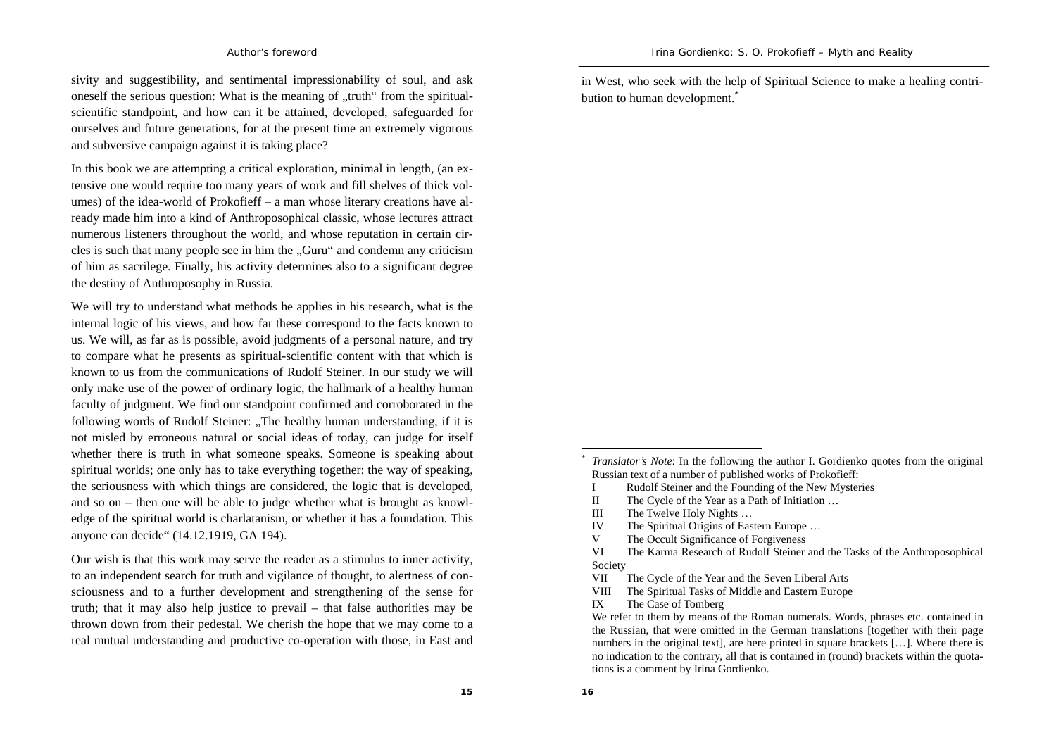sivity and suggestibility, and sentimental impressionability of soul, and ask oneself the serious question: What is the meaning of „truth“ from the spiritual-scientific standpoint, and how can it be attained, developed, safeguarded for ourselves and future generations, for at the present time an extremely vigorous and subversive campaign against it is taking place?

In this book we are attempting a critical exploration, minimal in length, (an extensive one would require too many years of work and fill shelves of thick volumes) of the idea-world of Prokofieff – a man whose literary creations have already made him into a kind of Anthroposophical classic, whose lectures attract numerous listeners throughout the world, and whose reputation in certain circles is such that many people see in him the „Guru“ and condemn any criticism of him as sacrilege. Finally, his activity determines also to a significant degree the destiny of Anthroposophy in Russia.

We will try to understand what methods he applies in his research, what is the internal logic of his views, and how far these correspond to the facts known to us. We will, as far as is possible, avoid judgments of a personal nature, and try to compare what he presents as spiritual-scientific content with that which is known to us from the communications of Rudolf Steiner. In our study we will only make use of the power of ordinary logic, the hallmark of a healthy human faculty of judgment. We find our standpoint confirmed and corroborated in the following words of Rudolf Steiner: „The healthy human understanding, if it is not misled by erroneous natural or social ideas of today, can judge for itself whether there is truth in what someone speaks. Someone is speaking about spiritual worlds; one only has to take everything together: the way of speaking, the seriousness with which things are considered, the logic that is developed, and so on – then one will be able to judge whether what is brought as knowledge of the spiritual world is charlatanism, or whether it has a foundation. This anyone can decide“ (14.12.1919, GA 194).

Our wish is that this work may serve the reader as a stimulus to inner activity, to an independent search for truth and vigilance of thought, to alertness of consciousness and to a further development and strengthening of the sense for truth; that it may also help justice to prevail – that false authorities may be thrown down from their pedestal. We cherish the hope that we may come to a real mutual understanding and productive co-operation with those, in East and in West, who seek with the help of Spiritual Science to make a healing contribution to human development.*

---

* *Translator's Note*: In the following the author I. Gordienko quotes from the original Russian text of a number of published works of Prokofieff:

I Rudolf Steiner and the Founding of the New Mysteries
II The Cycle of the Year as a Path of Initiation …
III The Twelve Holy Nights …
IV The Spiritual Origins of Eastern Europe …
V The Occult Significance of Forgiveness
VI The Karma Research of Rudolf Steiner and the Tasks of the Anthroposophical Society
VII The Cycle of the Year and the Seven Liberal Arts
VIII The Spiritual Tasks of Middle and Eastern Europe
IX The Case of Tomberg

We refer to them by means of the Roman numerals. Words, phrases etc. contained in the Russian, that were omitted in the German translations [together with their page numbers in the original text], are here printed in square brackets […]. Where there is no indication to the contrary, all that is contained in (round) brackets within the quotations is a comment by Irina Gordienko.